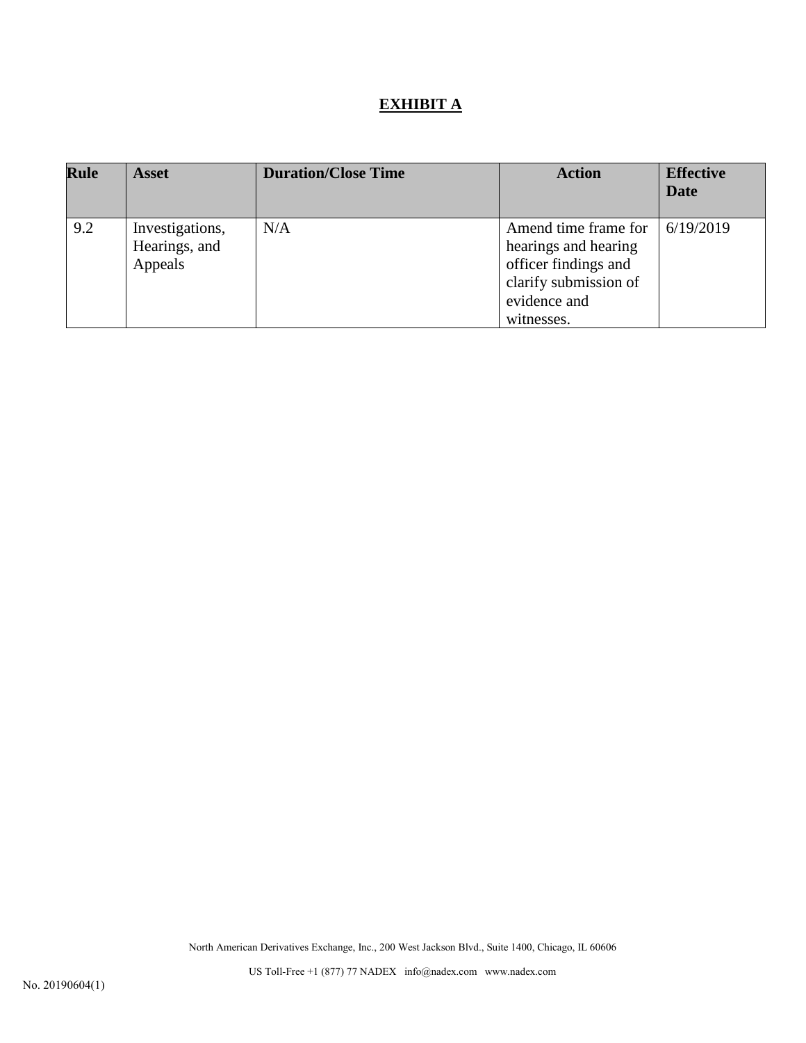# EXHIBIT A

| Rule | Asset | Duration/Close Time | Action | Effective Date |
|---|---|---|---|---|
| 9.2 | Investigations, Hearings, and Appeals | N/A | Amend time frame for hearings and hearing officer findings and clarify submission of evidence and witnesses. | 6/19/2019 |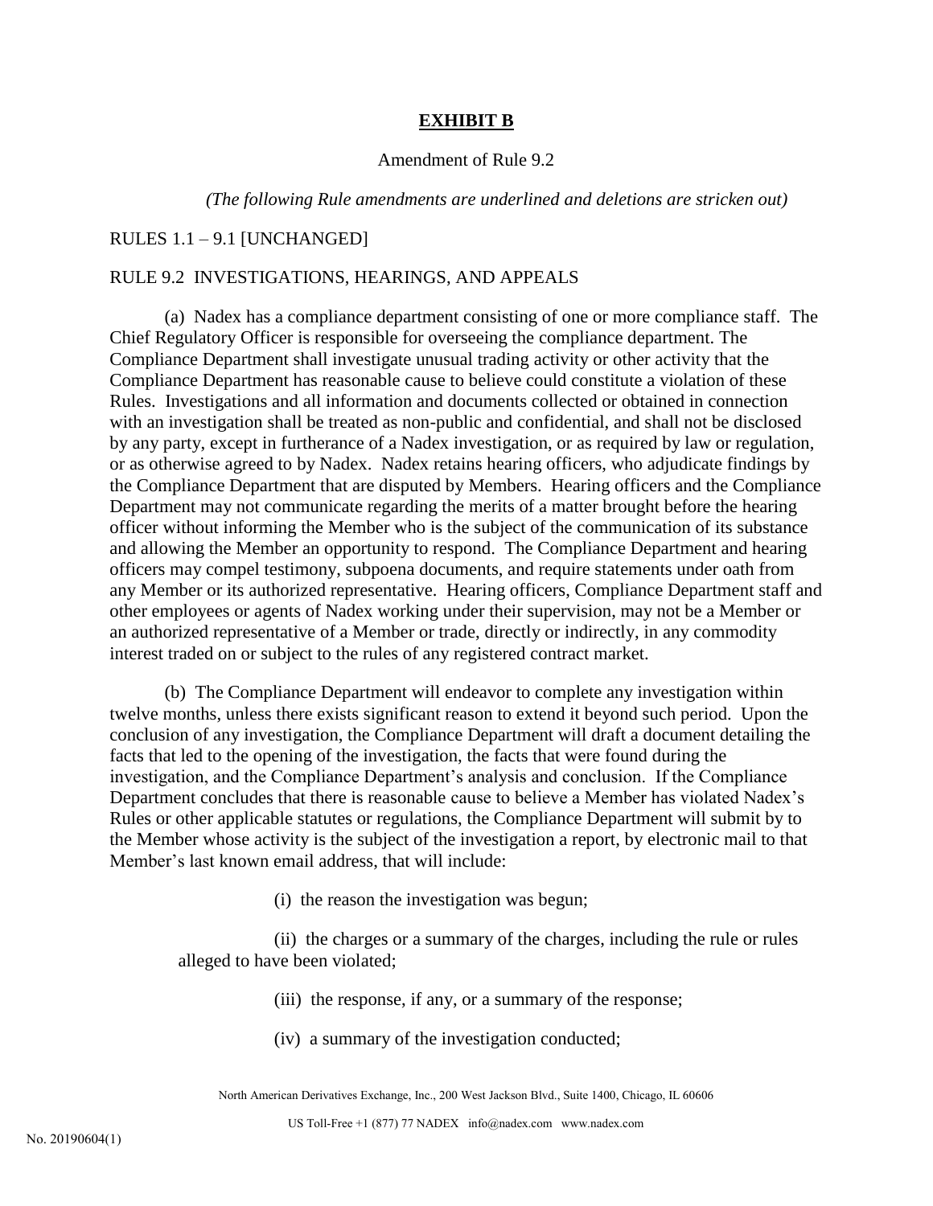## EXHIBIT B

Amendment of Rule 9.2

*(The following Rule amendments are underlined and deletions are stricken out)*

RULES 1.1 – 9.1 [UNCHANGED]

RULE 9.2 INVESTIGATIONS, HEARINGS, AND APPEALS

(a) Nadex has a compliance department consisting of one or more compliance staff. The Chief Regulatory Officer is responsible for overseeing the compliance department. The Compliance Department shall investigate unusual trading activity or other activity that the Compliance Department has reasonable cause to believe could constitute a violation of these Rules. Investigations and all information and documents collected or obtained in connection with an investigation shall be treated as non-public and confidential, and shall not be disclosed by any party, except in furtherance of a Nadex investigation, or as required by law or regulation, or as otherwise agreed to by Nadex. Nadex retains hearing officers, who adjudicate findings by the Compliance Department that are disputed by Members. Hearing officers and the Compliance Department may not communicate regarding the merits of a matter brought before the hearing officer without informing the Member who is the subject of the communication of its substance and allowing the Member an opportunity to respond. The Compliance Department and hearing officers may compel testimony, subpoena documents, and require statements under oath from any Member or its authorized representative. Hearing officers, Compliance Department staff and other employees or agents of Nadex working under their supervision, may not be a Member or an authorized representative of a Member or trade, directly or indirectly, in any commodity interest traded on or subject to the rules of any registered contract market.

(b) The Compliance Department will endeavor to complete any investigation within twelve months, unless there exists significant reason to extend it beyond such period. Upon the conclusion of any investigation, the Compliance Department will draft a document detailing the facts that led to the opening of the investigation, the facts that were found during the investigation, and the Compliance Department's analysis and conclusion. If the Compliance Department concludes that there is reasonable cause to believe a Member has violated Nadex's Rules or other applicable statutes or regulations, the Compliance Department will submit by to the Member whose activity is the subject of the investigation a report, by electronic mail to that Member's last known email address, that will include:

(i) the reason the investigation was begun;

(ii) the charges or a summary of the charges, including the rule or rules alleged to have been violated;

(iii) the response, if any, or a summary of the response;

(iv) a summary of the investigation conducted;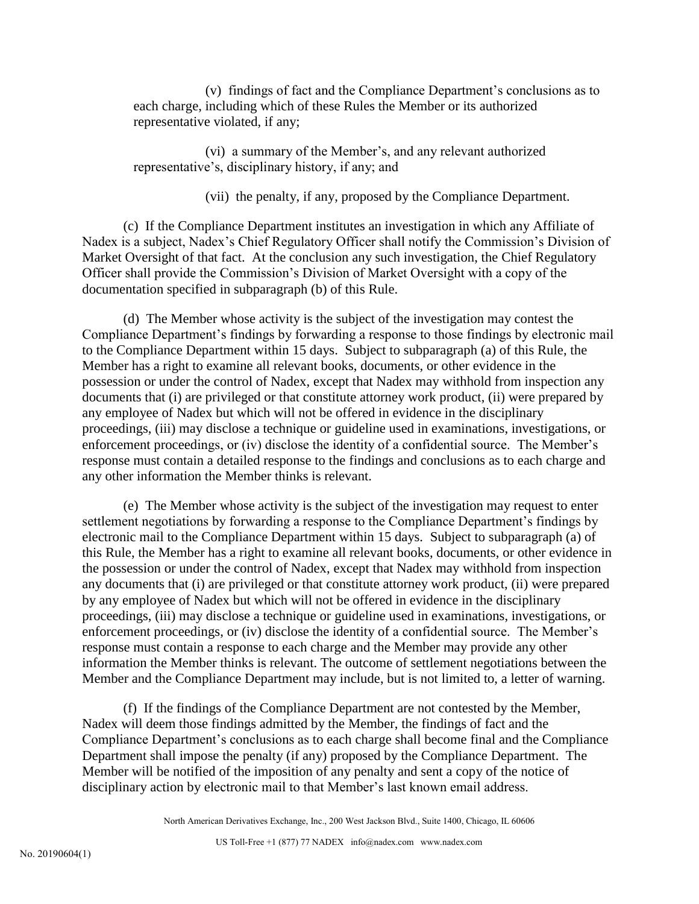(v) findings of fact and the Compliance Department's conclusions as to each charge, including which of these Rules the Member or its authorized representative violated, if any;

(vi) a summary of the Member's, and any relevant authorized representative's, disciplinary history, if any; and

(vii) the penalty, if any, proposed by the Compliance Department.

(c) If the Compliance Department institutes an investigation in which any Affiliate of Nadex is a subject, Nadex's Chief Regulatory Officer shall notify the Commission's Division of Market Oversight of that fact. At the conclusion any such investigation, the Chief Regulatory Officer shall provide the Commission's Division of Market Oversight with a copy of the documentation specified in subparagraph (b) of this Rule.

(d) The Member whose activity is the subject of the investigation may contest the Compliance Department's findings by forwarding a response to those findings by electronic mail to the Compliance Department within 15 days. Subject to subparagraph (a) of this Rule, the Member has a right to examine all relevant books, documents, or other evidence in the possession or under the control of Nadex, except that Nadex may withhold from inspection any documents that (i) are privileged or that constitute attorney work product, (ii) were prepared by any employee of Nadex but which will not be offered in evidence in the disciplinary proceedings, (iii) may disclose a technique or guideline used in examinations, investigations, or enforcement proceedings, or (iv) disclose the identity of a confidential source. The Member's response must contain a detailed response to the findings and conclusions as to each charge and any other information the Member thinks is relevant.

(e) The Member whose activity is the subject of the investigation may request to enter settlement negotiations by forwarding a response to the Compliance Department's findings by electronic mail to the Compliance Department within 15 days. Subject to subparagraph (a) of this Rule, the Member has a right to examine all relevant books, documents, or other evidence in the possession or under the control of Nadex, except that Nadex may withhold from inspection any documents that (i) are privileged or that constitute attorney work product, (ii) were prepared by any employee of Nadex but which will not be offered in evidence in the disciplinary proceedings, (iii) may disclose a technique or guideline used in examinations, investigations, or enforcement proceedings, or (iv) disclose the identity of a confidential source. The Member's response must contain a response to each charge and the Member may provide any other information the Member thinks is relevant. The outcome of settlement negotiations between the Member and the Compliance Department may include, but is not limited to, a letter of warning.

(f) If the findings of the Compliance Department are not contested by the Member, Nadex will deem those findings admitted by the Member, the findings of fact and the Compliance Department's conclusions as to each charge shall become final and the Compliance Department shall impose the penalty (if any) proposed by the Compliance Department. The Member will be notified of the imposition of any penalty and sent a copy of the notice of disciplinary action by electronic mail to that Member's last known email address.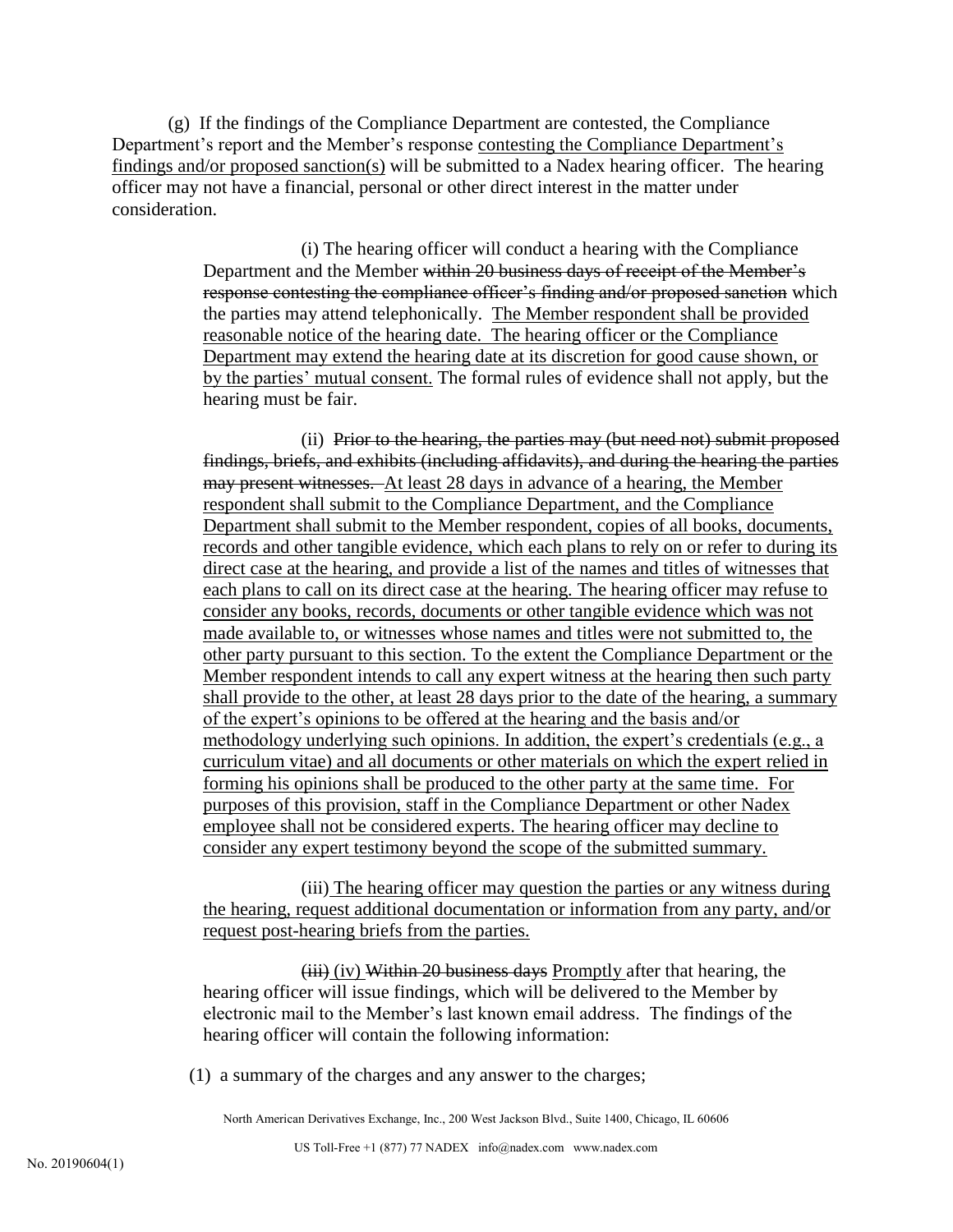(g) If the findings of the Compliance Department are contested, the Compliance Department's report and the Member's response <u>contesting the Compliance Department's findings and/or proposed sanction(s)</u> will be submitted to a Nadex hearing officer. The hearing officer may not have a financial, personal or other direct interest in the matter under consideration.

(i) The hearing officer will conduct a hearing with the Compliance Department and the Member ~~within 20 business days of receipt of the Member's response contesting the compliance officer's finding and/or proposed sanction~~ which the parties may attend telephonically. <u>The Member respondent shall be provided reasonable notice of the hearing date. The hearing officer or the Compliance Department may extend the hearing date at its discretion for good cause shown, or by the parties' mutual consent.</u> The formal rules of evidence shall not apply, but the hearing must be fair.

(ii) ~~Prior to the hearing, the parties may (but need not) submit proposed findings, briefs, and exhibits (including affidavits), and during the hearing the parties may present witnesses.~~ <u>At least 28 days in advance of a hearing, the Member respondent shall submit to the Compliance Department, and the Compliance Department shall submit to the Member respondent, copies of all books, documents, records and other tangible evidence, which each plans to rely on or refer to during its direct case at the hearing, and provide a list of the names and titles of witnesses that each plans to call on its direct case at the hearing. The hearing officer may refuse to consider any books, records, documents or other tangible evidence which was not made available to, or witnesses whose names and titles were not submitted to, the other party pursuant to this section. To the extent the Compliance Department or the Member respondent intends to call any expert witness at the hearing then such party shall provide to the other, at least 28 days prior to the date of the hearing, a summary of the expert's opinions to be offered at the hearing and the basis and/or methodology underlying such opinions. In addition, the expert's credentials (e.g., a curriculum vitae) and all documents or other materials on which the expert relied in forming his opinions shall be produced to the other party at the same time. For purposes of this provision, staff in the Compliance Department or other Nadex employee shall not be considered experts. The hearing officer may decline to consider any expert testimony beyond the scope of the submitted summary.</u>

<u>(iii) The hearing officer may question the parties or any witness during the hearing, request additional documentation or information from any party, and/or request post-hearing briefs from the parties.</u>

~~(iii)~~ <u>(iv)</u> ~~Within 20 business days~~ <u>Promptly</u> after that hearing, the hearing officer will issue findings, which will be delivered to the Member by electronic mail to the Member's last known email address. The findings of the hearing officer will contain the following information:

(1) a summary of the charges and any answer to the charges;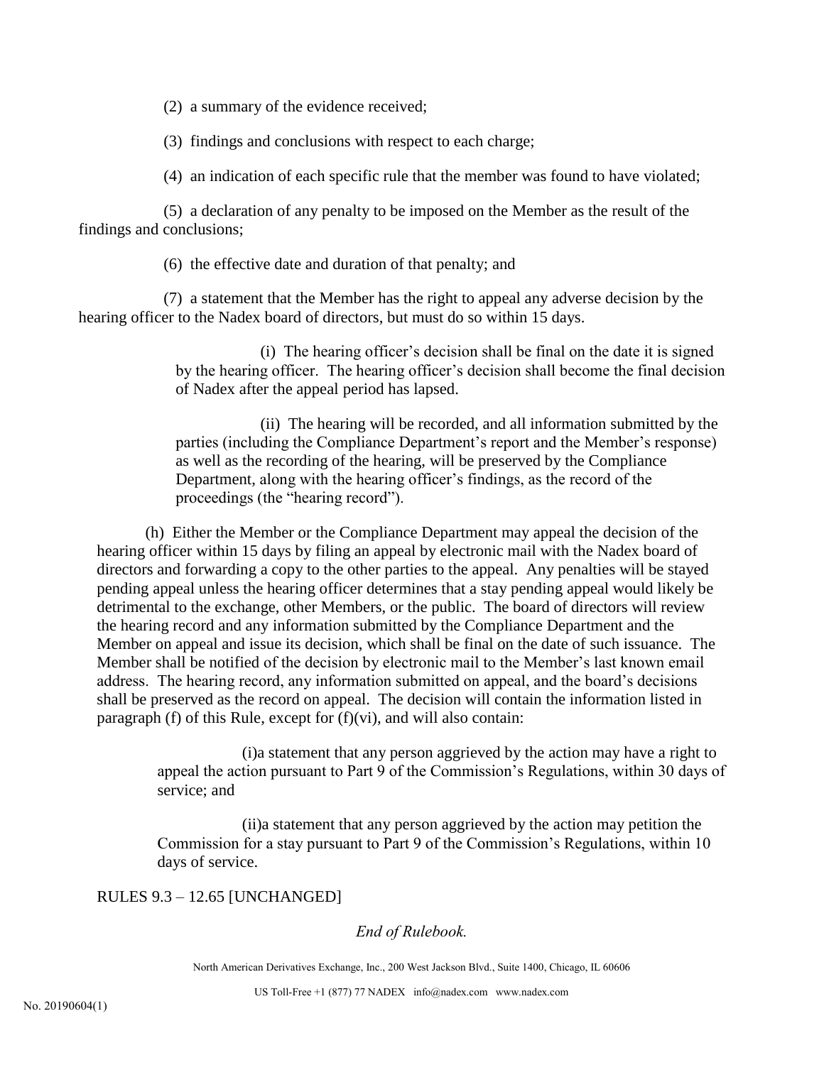(2) a summary of the evidence received;

(3) findings and conclusions with respect to each charge;

(4) an indication of each specific rule that the member was found to have violated;

(5) a declaration of any penalty to be imposed on the Member as the result of the findings and conclusions;

(6) the effective date and duration of that penalty; and

(7) a statement that the Member has the right to appeal any adverse decision by the hearing officer to the Nadex board of directors, but must do so within 15 days.

(i) The hearing officer's decision shall be final on the date it is signed by the hearing officer. The hearing officer's decision shall become the final decision of Nadex after the appeal period has lapsed.

(ii) The hearing will be recorded, and all information submitted by the parties (including the Compliance Department's report and the Member's response) as well as the recording of the hearing, will be preserved by the Compliance Department, along with the hearing officer's findings, as the record of the proceedings (the "hearing record").

(h) Either the Member or the Compliance Department may appeal the decision of the hearing officer within 15 days by filing an appeal by electronic mail with the Nadex board of directors and forwarding a copy to the other parties to the appeal. Any penalties will be stayed pending appeal unless the hearing officer determines that a stay pending appeal would likely be detrimental to the exchange, other Members, or the public. The board of directors will review the hearing record and any information submitted by the Compliance Department and the Member on appeal and issue its decision, which shall be final on the date of such issuance. The Member shall be notified of the decision by electronic mail to the Member's last known email address. The hearing record, any information submitted on appeal, and the board's decisions shall be preserved as the record on appeal. The decision will contain the information listed in paragraph (f) of this Rule, except for (f)(vi), and will also contain:

(i)a statement that any person aggrieved by the action may have a right to appeal the action pursuant to Part 9 of the Commission's Regulations, within 30 days of service; and

(ii)a statement that any person aggrieved by the action may petition the Commission for a stay pursuant to Part 9 of the Commission's Regulations, within 10 days of service.

RULES 9.3 – 12.65 [UNCHANGED]

*End of Rulebook.*

North American Derivatives Exchange, Inc., 200 West Jackson Blvd., Suite 1400, Chicago, IL 60606

US Toll-Free +1 (877) 77 NADEX info@nadex.com www.nadex.com

No. 20190604(1)